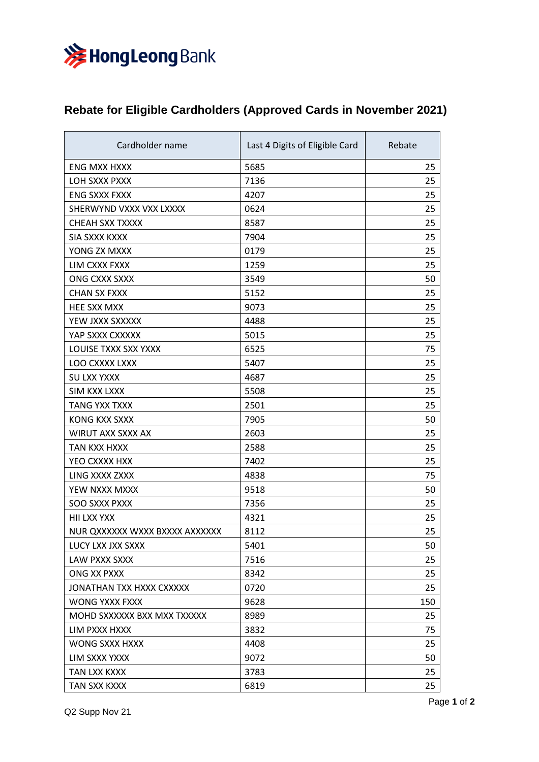# Rebate for Eligible Cardholders (Approved Cards in November 2021)

| Cardholder name | Last 4 Digits of Eligible Card | Rebate |
|---|---|---|
| ENG MXX HXXX | 5685 | 25 |
| LOH SXXX PXXX | 7136 | 25 |
| ENG SXXX FXXX | 4207 | 25 |
| SHERWYND VXXX VXX LXXXX | 0624 | 25 |
| CHEAH SXX TXXXX | 8587 | 25 |
| SIA SXXX KXXX | 7904 | 25 |
| YONG ZX MXXX | 0179 | 25 |
| LIM CXXX FXXX | 1259 | 25 |
| ONG CXXX SXXX | 3549 | 50 |
| CHAN SX FXXX | 5152 | 25 |
| HEE SXX MXX | 9073 | 25 |
| YEW JXXX SXXXXX | 4488 | 25 |
| YAP SXXX CXXXXX | 5015 | 25 |
| LOUISE TXXX SXX YXXX | 6525 | 75 |
| LOO CXXXX LXXX | 5407 | 25 |
| SU LXX YXXX | 4687 | 25 |
| SIM KXX LXXX | 5508 | 25 |
| TANG YXX TXXX | 2501 | 25 |
| KONG KXX SXXX | 7905 | 50 |
| WIRUT AXX SXXX AX | 2603 | 25 |
| TAN KXX HXXX | 2588 | 25 |
| YEO CXXXX HXX | 7402 | 25 |
| LING XXXX ZXXX | 4838 | 75 |
| YEW NXXX MXXX | 9518 | 50 |
| SOO SXXX PXXX | 7356 | 25 |
| HII LXX YXX | 4321 | 25 |
| NUR QXXXXXX WXXX BXXXX AXXXXXX | 8112 | 25 |
| LUCY LXX JXX SXXX | 5401 | 50 |
| LAW PXXX SXXX | 7516 | 25 |
| ONG XX PXXX | 8342 | 25 |
| JONATHAN TXX HXXX CXXXXX | 0720 | 25 |
| WONG YXXX FXXX | 9628 | 150 |
| MOHD SXXXXXX BXX MXX TXXXXX | 8989 | 25 |
| LIM PXXX HXXX | 3832 | 75 |
| WONG SXXX HXXX | 4408 | 25 |
| LIM SXXX YXXX | 9072 | 50 |
| TAN LXX KXXX | 3783 | 25 |
| TAN SXX KXXX | 6819 | 25 |

Q2 Supp Nov 21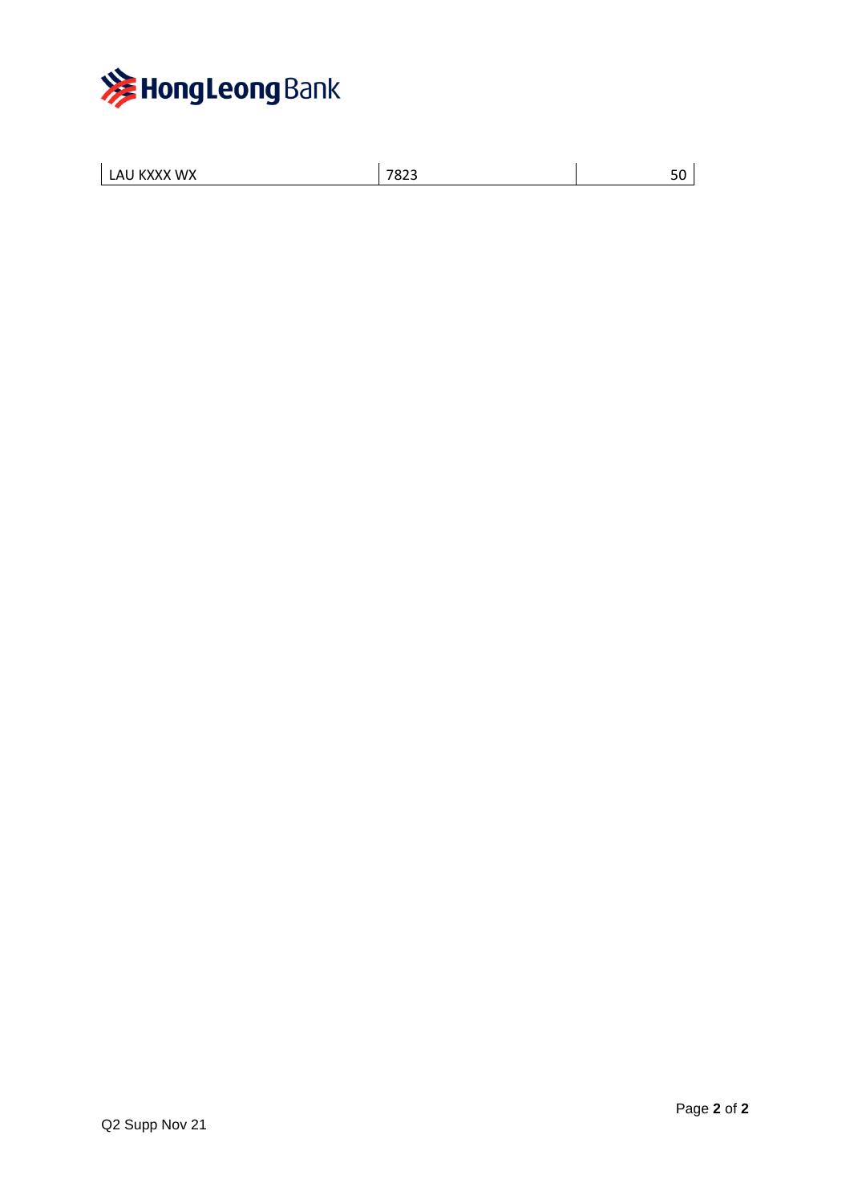| | | |
|---|---|---|
| LAU KXXX WX | 7823 | 50 |

Q2 Supp Nov 21